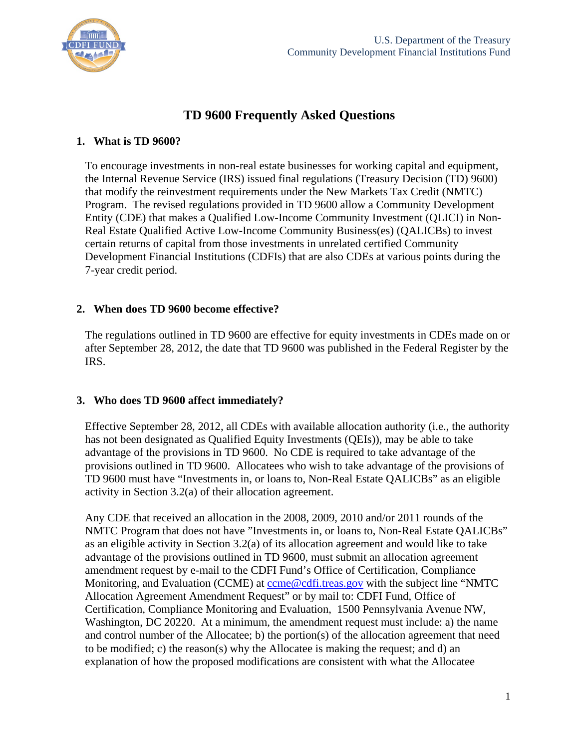U.S. Department of the Treasury
Community Development Financial Institutions Fund

# TD 9600 Frequently Asked Questions

## 1. What is TD 9600?

To encourage investments in non-real estate businesses for working capital and equipment, the Internal Revenue Service (IRS) issued final regulations (Treasury Decision (TD) 9600) that modify the reinvestment requirements under the New Markets Tax Credit (NMTC) Program. The revised regulations provided in TD 9600 allow a Community Development Entity (CDE) that makes a Qualified Low-Income Community Investment (QLICI) in Non-Real Estate Qualified Active Low-Income Community Business(es) (QALICBs) to invest certain returns of capital from those investments in unrelated certified Community Development Financial Institutions (CDFIs) that are also CDEs at various points during the 7-year credit period.

## 2. When does TD 9600 become effective?

The regulations outlined in TD 9600 are effective for equity investments in CDEs made on or after September 28, 2012, the date that TD 9600 was published in the Federal Register by the IRS.

## 3. Who does TD 9600 affect immediately?

Effective September 28, 2012, all CDEs with available allocation authority (i.e., the authority has not been designated as Qualified Equity Investments (QEIs)), may be able to take advantage of the provisions in TD 9600. No CDE is required to take advantage of the provisions outlined in TD 9600. Allocatees who wish to take advantage of the provisions of TD 9600 must have "Investments in, or loans to, Non-Real Estate QALICBs" as an eligible activity in Section 3.2(a) of their allocation agreement.

Any CDE that received an allocation in the 2008, 2009, 2010 and/or 2011 rounds of the NMTC Program that does not have "Investments in, or loans to, Non-Real Estate QALICBs" as an eligible activity in Section 3.2(a) of its allocation agreement and would like to take advantage of the provisions outlined in TD 9600, must submit an allocation agreement amendment request by e-mail to the CDFI Fund's Office of Certification, Compliance Monitoring, and Evaluation (CCME) at ccme@cdfi.treas.gov with the subject line "NMTC Allocation Agreement Amendment Request" or by mail to: CDFI Fund, Office of Certification, Compliance Monitoring and Evaluation, 1500 Pennsylvania Avenue NW, Washington, DC 20220. At a minimum, the amendment request must include: a) the name and control number of the Allocatee; b) the portion(s) of the allocation agreement that need to be modified; c) the reason(s) why the Allocatee is making the request; and d) an explanation of how the proposed modifications are consistent with what the Allocatee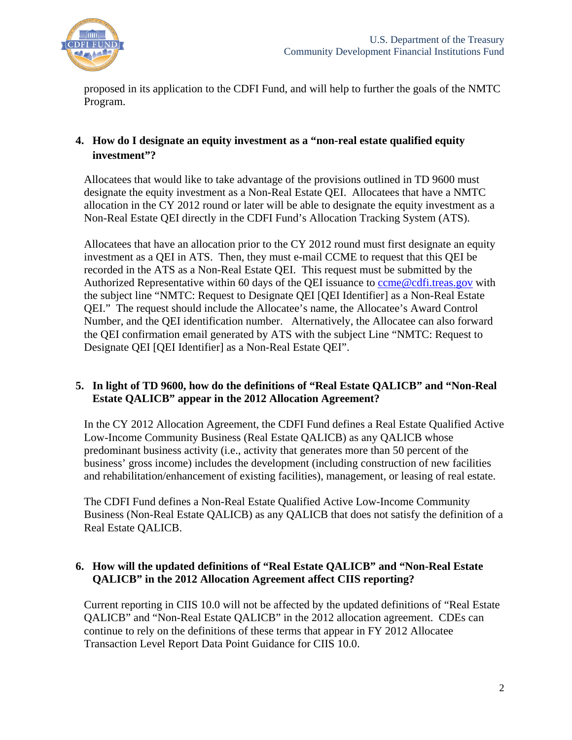proposed in its application to the CDFI Fund, and will help to further the goals of the NMTC Program.

4. **How do I designate an equity investment as a "non-real estate qualified equity investment"?**

   Allocatees that would like to take advantage of the provisions outlined in TD 9600 must designate the equity investment as a Non-Real Estate QEI. Allocatees that have a NMTC allocation in the CY 2012 round or later will be able to designate the equity investment as a Non-Real Estate QEI directly in the CDFI Fund's Allocation Tracking System (ATS).

   Allocatees that have an allocation prior to the CY 2012 round must first designate an equity investment as a QEI in ATS. Then, they must e-mail CCME to request that this QEI be recorded in the ATS as a Non-Real Estate QEI. This request must be submitted by the Authorized Representative within 60 days of the QEI issuance to ccme@cdfi.treas.gov with the subject line "NMTC: Request to Designate QEI [QEI Identifier] as a Non-Real Estate QEI." The request should include the Allocatee's name, the Allocatee's Award Control Number, and the QEI identification number. Alternatively, the Allocatee can also forward the QEI confirmation email generated by ATS with the subject Line "NMTC: Request to Designate QEI [QEI Identifier] as a Non-Real Estate QEI".

5. **In light of TD 9600, how do the definitions of "Real Estate QALICB" and "Non-Real Estate QALICB" appear in the 2012 Allocation Agreement?**

   In the CY 2012 Allocation Agreement, the CDFI Fund defines a Real Estate Qualified Active Low-Income Community Business (Real Estate QALICB) as any QALICB whose predominant business activity (i.e., activity that generates more than 50 percent of the business' gross income) includes the development (including construction of new facilities and rehabilitation/enhancement of existing facilities), management, or leasing of real estate.

   The CDFI Fund defines a Non-Real Estate Qualified Active Low-Income Community Business (Non-Real Estate QALICB) as any QALICB that does not satisfy the definition of a Real Estate QALICB.

6. **How will the updated definitions of "Real Estate QALICB" and "Non-Real Estate QALICB" in the 2012 Allocation Agreement affect CIIS reporting?**

   Current reporting in CIIS 10.0 will not be affected by the updated definitions of "Real Estate QALICB" and "Non-Real Estate QALICB" in the 2012 allocation agreement. CDEs can continue to rely on the definitions of these terms that appear in FY 2012 Allocatee Transaction Level Report Data Point Guidance for CIIS 10.0.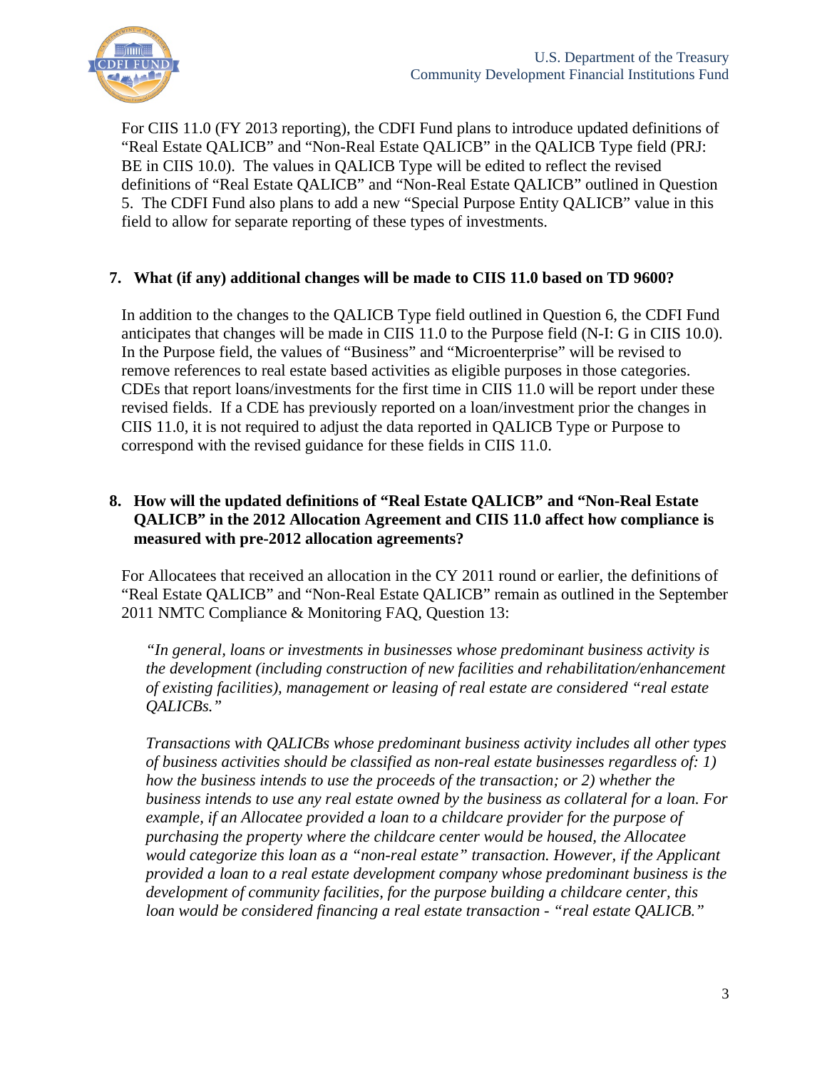For CIIS 11.0 (FY 2013 reporting), the CDFI Fund plans to introduce updated definitions of "Real Estate QALICB" and "Non-Real Estate QALICB" in the QALICB Type field (PRJ: BE in CIIS 10.0). The values in QALICB Type will be edited to reflect the revised definitions of "Real Estate QALICB" and "Non-Real Estate QALICB" outlined in Question 5. The CDFI Fund also plans to add a new "Special Purpose Entity QALICB" value in this field to allow for separate reporting of these types of investments.

**7. What (if any) additional changes will be made to CIIS 11.0 based on TD 9600?**

In addition to the changes to the QALICB Type field outlined in Question 6, the CDFI Fund anticipates that changes will be made in CIIS 11.0 to the Purpose field (N-I: G in CIIS 10.0). In the Purpose field, the values of "Business" and "Microenterprise" will be revised to remove references to real estate based activities as eligible purposes in those categories. CDEs that report loans/investments for the first time in CIIS 11.0 will be report under these revised fields. If a CDE has previously reported on a loan/investment prior the changes in CIIS 11.0, it is not required to adjust the data reported in QALICB Type or Purpose to correspond with the revised guidance for these fields in CIIS 11.0.

**8. How will the updated definitions of "Real Estate QALICB" and "Non-Real Estate QALICB" in the 2012 Allocation Agreement and CIIS 11.0 affect how compliance is measured with pre-2012 allocation agreements?**

For Allocatees that received an allocation in the CY 2011 round or earlier, the definitions of "Real Estate QALICB" and "Non-Real Estate QALICB" remain as outlined in the September 2011 NMTC Compliance & Monitoring FAQ, Question 13:

> *"In general, loans or investments in businesses whose predominant business activity is the development (including construction of new facilities and rehabilitation/enhancement of existing facilities), management or leasing of real estate are considered "real estate QALICBs."*
>
> *Transactions with QALICBs whose predominant business activity includes all other types of business activities should be classified as non-real estate businesses regardless of: 1) how the business intends to use the proceeds of the transaction; or 2) whether the business intends to use any real estate owned by the business as collateral for a loan. For example, if an Allocatee provided a loan to a childcare provider for the purpose of purchasing the property where the childcare center would be housed, the Allocatee would categorize this loan as a "non-real estate" transaction. However, if the Applicant provided a loan to a real estate development company whose predominant business is the development of community facilities, for the purpose building a childcare center, this loan would be considered financing a real estate transaction - "real estate QALICB."*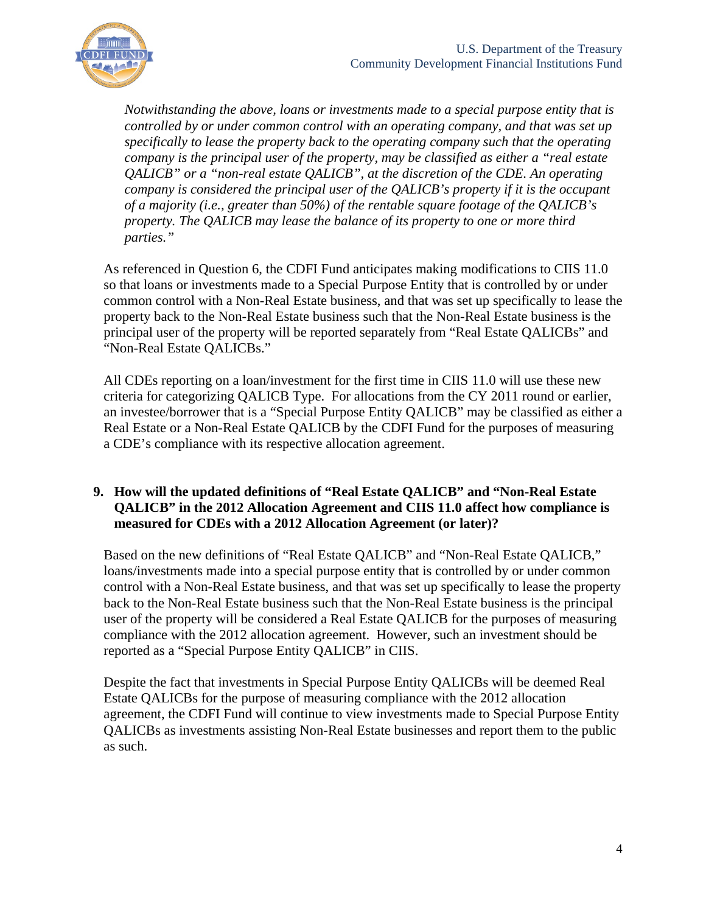*Notwithstanding the above, loans or investments made to a special purpose entity that is controlled by or under common control with an operating company, and that was set up specifically to lease the property back to the operating company such that the operating company is the principal user of the property, may be classified as either a "real estate QALICB" or a "non-real estate QALICB", at the discretion of the CDE. An operating company is considered the principal user of the QALICB's property if it is the occupant of a majority (i.e., greater than 50%) of the rentable square footage of the QALICB's property. The QALICB may lease the balance of its property to one or more third parties."*

As referenced in Question 6, the CDFI Fund anticipates making modifications to CIIS 11.0 so that loans or investments made to a Special Purpose Entity that is controlled by or under common control with a Non-Real Estate business, and that was set up specifically to lease the property back to the Non-Real Estate business such that the Non-Real Estate business is the principal user of the property will be reported separately from "Real Estate QALICBs" and "Non-Real Estate QALICBs."

All CDEs reporting on a loan/investment for the first time in CIIS 11.0 will use these new criteria for categorizing QALICB Type. For allocations from the CY 2011 round or earlier, an investee/borrower that is a "Special Purpose Entity QALICB" may be classified as either a Real Estate or a Non-Real Estate QALICB by the CDFI Fund for the purposes of measuring a CDE's compliance with its respective allocation agreement.

**9. How will the updated definitions of "Real Estate QALICB" and "Non-Real Estate QALICB" in the 2012 Allocation Agreement and CIIS 11.0 affect how compliance is measured for CDEs with a 2012 Allocation Agreement (or later)?**

Based on the new definitions of "Real Estate QALICB" and "Non-Real Estate QALICB," loans/investments made into a special purpose entity that is controlled by or under common control with a Non-Real Estate business, and that was set up specifically to lease the property back to the Non-Real Estate business such that the Non-Real Estate business is the principal user of the property will be considered a Real Estate QALICB for the purposes of measuring compliance with the 2012 allocation agreement. However, such an investment should be reported as a "Special Purpose Entity QALICB" in CIIS.

Despite the fact that investments in Special Purpose Entity QALICBs will be deemed Real Estate QALICBs for the purpose of measuring compliance with the 2012 allocation agreement, the CDFI Fund will continue to view investments made to Special Purpose Entity QALICBs as investments assisting Non-Real Estate businesses and report them to the public as such.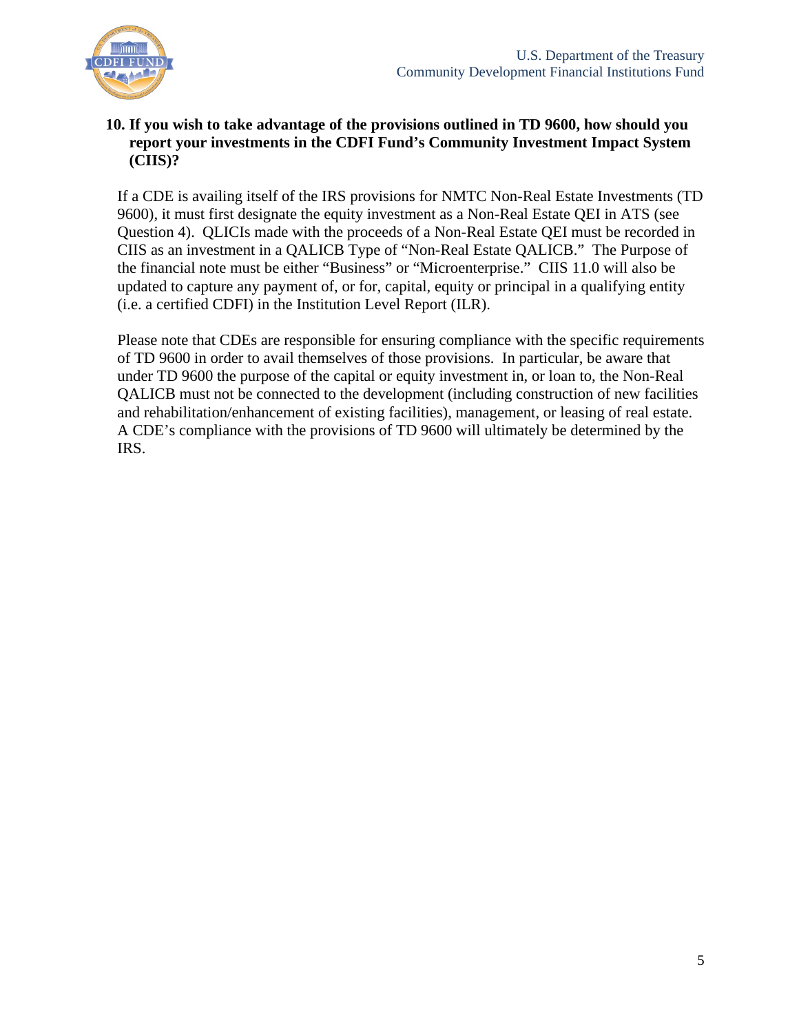**10. If you wish to take advantage of the provisions outlined in TD 9600, how should you report your investments in the CDFI Fund's Community Investment Impact System (CIIS)?**

If a CDE is availing itself of the IRS provisions for NMTC Non-Real Estate Investments (TD 9600), it must first designate the equity investment as a Non-Real Estate QEI in ATS (see Question 4). QLICIs made with the proceeds of a Non-Real Estate QEI must be recorded in CIIS as an investment in a QALICB Type of "Non-Real Estate QALICB." The Purpose of the financial note must be either "Business" or "Microenterprise." CIIS 11.0 will also be updated to capture any payment of, or for, capital, equity or principal in a qualifying entity (i.e. a certified CDFI) in the Institution Level Report (ILR).

Please note that CDEs are responsible for ensuring compliance with the specific requirements of TD 9600 in order to avail themselves of those provisions. In particular, be aware that under TD 9600 the purpose of the capital or equity investment in, or loan to, the Non-Real QALICB must not be connected to the development (including construction of new facilities and rehabilitation/enhancement of existing facilities), management, or leasing of real estate. A CDE's compliance with the provisions of TD 9600 will ultimately be determined by the IRS.